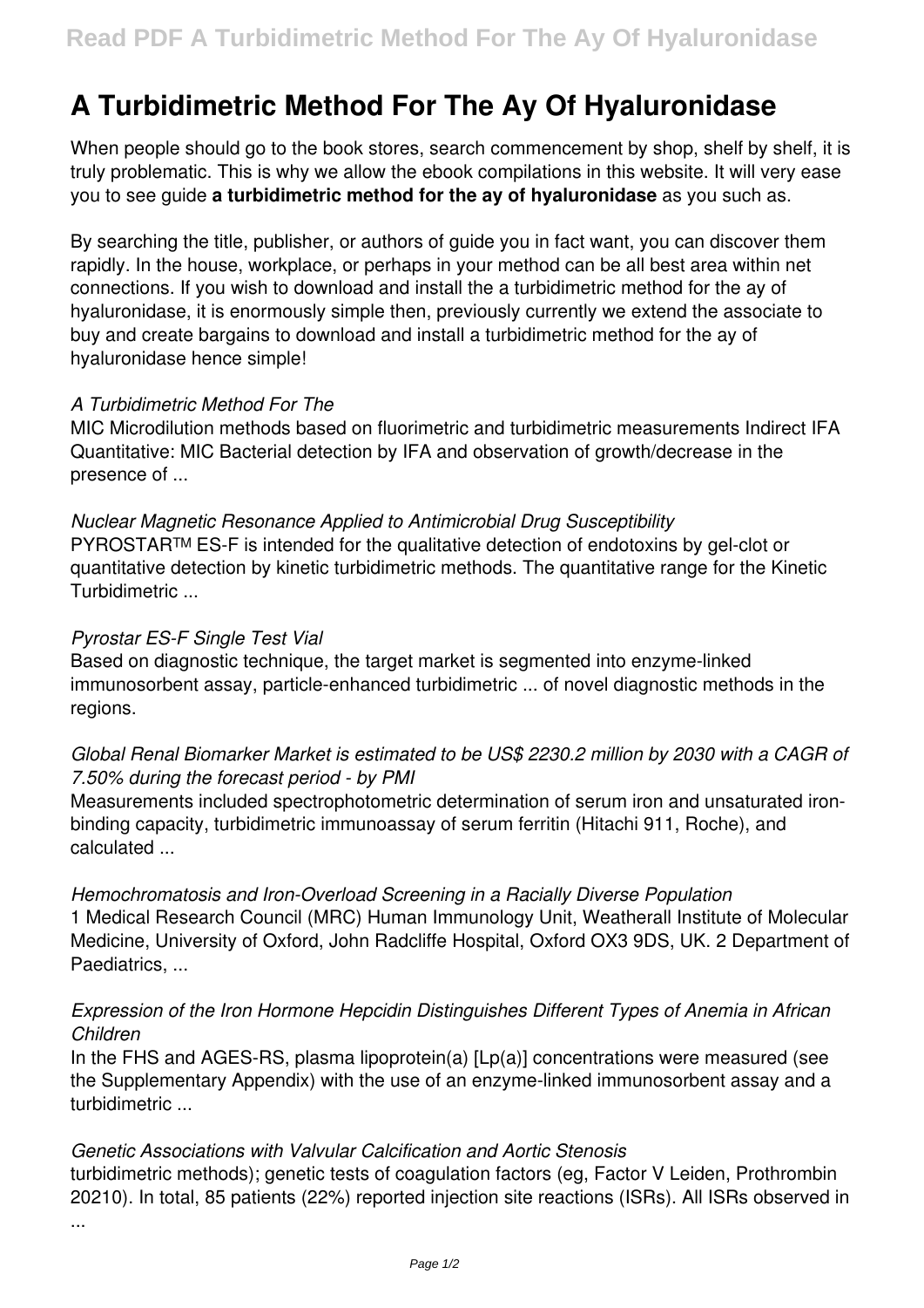# A Turbidimetric Method For The Ay Of Hyaluronidase

When people should go to the book stores, search commencement by shop, shelf by shelf, it is truly problematic. This is why we allow the ebook compilations in this website. It will very ease you to see guide **a turbidimetric method for the ay of hyaluronidase** as you such as.

By searching the title, publisher, or authors of guide you in fact want, you can discover them rapidly. In the house, workplace, or perhaps in your method can be all best area within net connections. If you wish to download and install the a turbidimetric method for the ay of hyaluronidase, it is enormously simple then, previously currently we extend the associate to buy and create bargains to download and install a turbidimetric method for the ay of hyaluronidase hence simple!

*A Turbidimetric Method For The*

MIC Microdilution methods based on fluorimetric and turbidimetric measurements Indirect IFA Quantitative: MIC Bacterial detection by IFA and observation of growth/decrease in the presence of ...

*Nuclear Magnetic Resonance Applied to Antimicrobial Drug Susceptibility*

PYROSTAR™ ES-F is intended for the qualitative detection of endotoxins by gel-clot or quantitative detection by kinetic turbidimetric methods. The quantitative range for the Kinetic Turbidimetric ...

*Pyrostar ES-F Single Test Vial*

Based on diagnostic technique, the target market is segmented into enzyme-linked immunosorbent assay, particle-enhanced turbidimetric ... of novel diagnostic methods in the regions.

*Global Renal Biomarker Market is estimated to be US$ 2230.2 million by 2030 with a CAGR of 7.50% during the forecast period - by PMI*

Measurements included spectrophotometric determination of serum iron and unsaturated iron-binding capacity, turbidimetric immunoassay of serum ferritin (Hitachi 911, Roche), and calculated ...

*Hemochromatosis and Iron-Overload Screening in a Racially Diverse Population*

1 Medical Research Council (MRC) Human Immunology Unit, Weatherall Institute of Molecular Medicine, University of Oxford, John Radcliffe Hospital, Oxford OX3 9DS, UK. 2 Department of Paediatrics, ...

*Expression of the Iron Hormone Hepcidin Distinguishes Different Types of Anemia in African Children*

In the FHS and AGES-RS, plasma lipoprotein(a) [Lp(a)] concentrations were measured (see the Supplementary Appendix) with the use of an enzyme-linked immunosorbent assay and a turbidimetric ...

*Genetic Associations with Valvular Calcification and Aortic Stenosis*

turbidimetric methods); genetic tests of coagulation factors (eg, Factor V Leiden, Prothrombin 20210). In total, 85 patients (22%) reported injection site reactions (ISRs). All ISRs observed in ...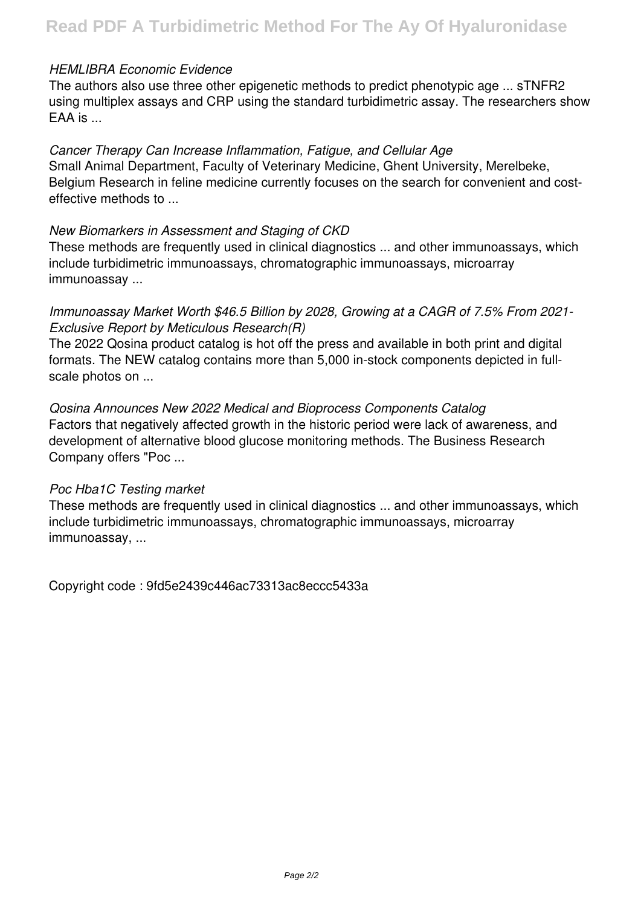*HEMLIBRA Economic Evidence*

The authors also use three other epigenetic methods to predict phenotypic age ... sTNFR2 using multiplex assays and CRP using the standard turbidimetric assay. The researchers show EAA is ...

*Cancer Therapy Can Increase Inflammation, Fatigue, and Cellular Age*

Small Animal Department, Faculty of Veterinary Medicine, Ghent University, Merelbeke, Belgium Research in feline medicine currently focuses on the search for convenient and cost-effective methods to ...

*New Biomarkers in Assessment and Staging of CKD*

These methods are frequently used in clinical diagnostics ... and other immunoassays, which include turbidimetric immunoassays, chromatographic immunoassays, microarray immunoassay ...

*Immunoassay Market Worth $46.5 Billion by 2028, Growing at a CAGR of 7.5% From 2021- Exclusive Report by Meticulous Research(R)*

The 2022 Qosina product catalog is hot off the press and available in both print and digital formats. The NEW catalog contains more than 5,000 in-stock components depicted in full-scale photos on ...

*Qosina Announces New 2022 Medical and Bioprocess Components Catalog*

Factors that negatively affected growth in the historic period were lack of awareness, and development of alternative blood glucose monitoring methods. The Business Research Company offers "Poc ...

*Poc Hba1C Testing market*

These methods are frequently used in clinical diagnostics ... and other immunoassays, which include turbidimetric immunoassays, chromatographic immunoassays, microarray immunoassay, ...

Copyright code : 9fd5e2439c446ac73313ac8eccc5433a